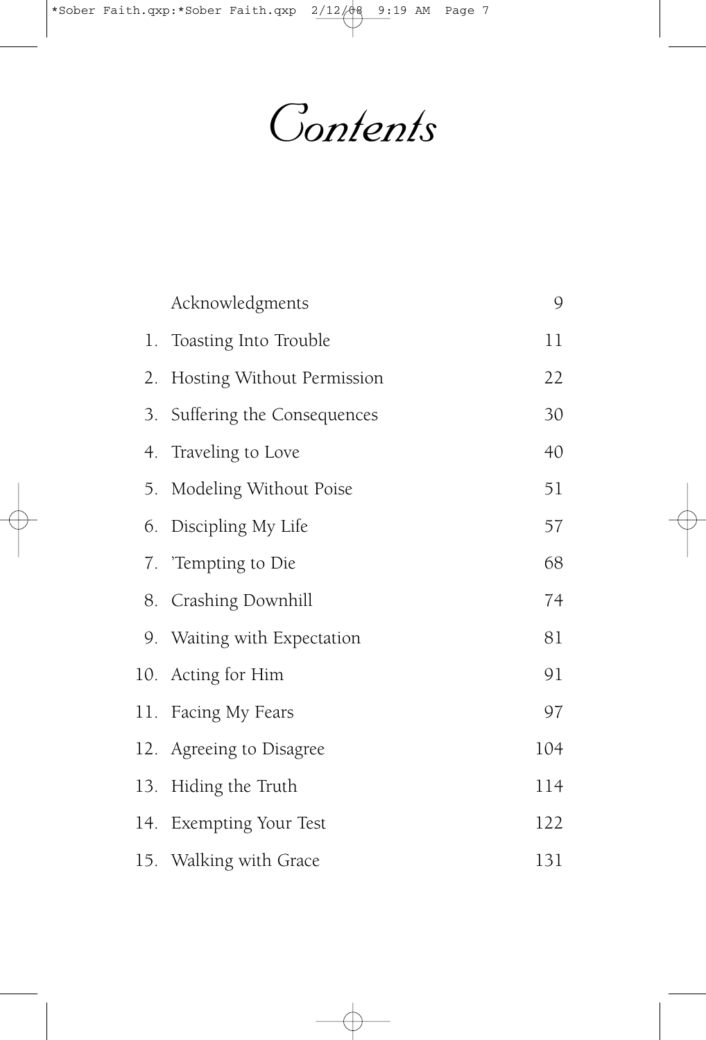# Contents

| | | |
|---|---|---|
| | Acknowledgments | 9 |
| 1. | Toasting Into Trouble | 11 |
| 2. | Hosting Without Permission | 22 |
| 3. | Suffering the Consequences | 30 |
| 4. | Traveling to Love | 40 |
| 5. | Modeling Without Poise | 51 |
| 6. | Discipling My Life | 57 |
| 7. | 'Tempting to Die | 68 |
| 8. | Crashing Downhill | 74 |
| 9. | Waiting with Expectation | 81 |
| 10. | Acting for Him | 91 |
| 11. | Facing My Fears | 97 |
| 12. | Agreeing to Disagree | 104 |
| 13. | Hiding the Truth | 114 |
| 14. | Exempting Your Test | 122 |
| 15. | Walking with Grace | 131 |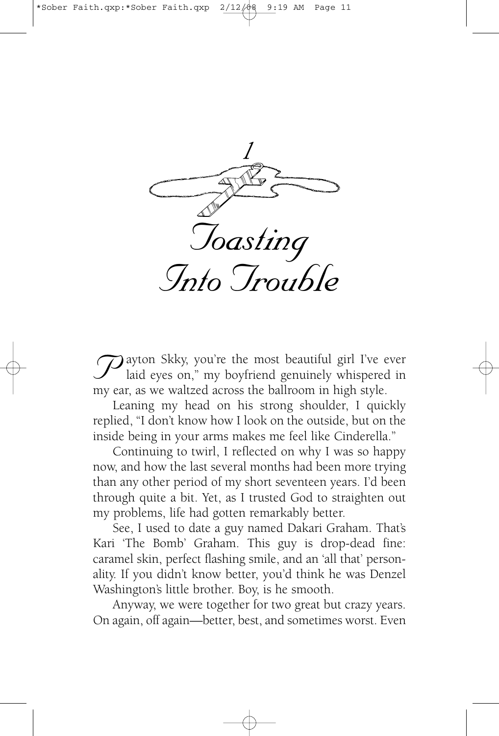# 1

# Toasting Into Trouble

"Payton Skky, you're the most beautiful girl I've ever laid eyes on," my boyfriend genuinely whispered in my ear, as we waltzed across the ballroom in high style.

Leaning my head on his strong shoulder, I quickly replied, "I don't know how I look on the outside, but on the inside being in your arms makes me feel like Cinderella."

Continuing to twirl, I reflected on why I was so happy now, and how the last several months had been more trying than any other period of my short seventeen years. I'd been through quite a bit. Yet, as I trusted God to straighten out my problems, life had gotten remarkably better.

See, I used to date a guy named Dakari Graham. That's Kari 'The Bomb' Graham. This guy is drop-dead fine: caramel skin, perfect flashing smile, and an 'all that' personality. If you didn't know better, you'd think he was Denzel Washington's little brother. Boy, is he smooth.

Anyway, we were together for two great but crazy years. On again, off again—better, best, and sometimes worst. Even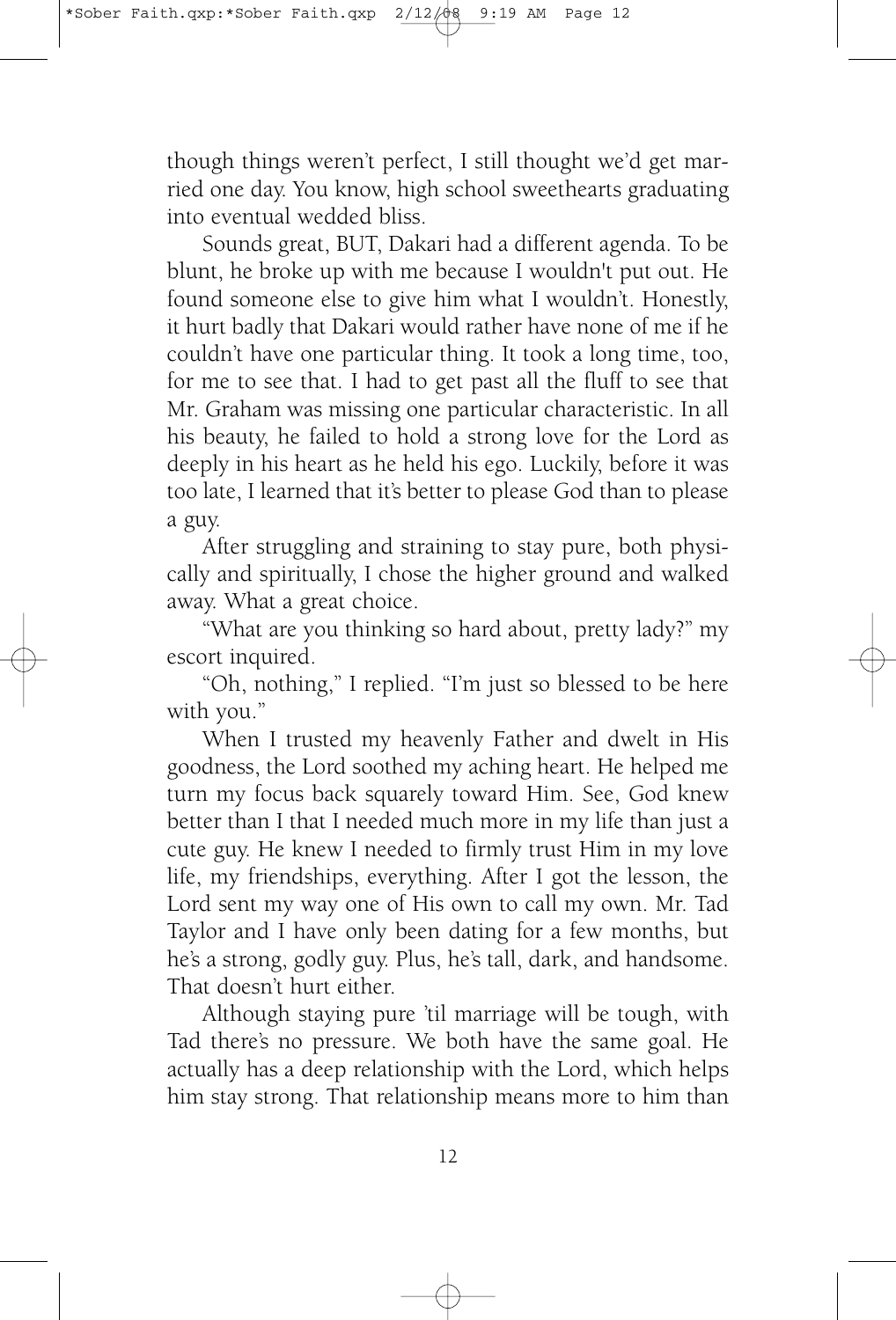though things weren't perfect, I still thought we'd get married one day. You know, high school sweethearts graduating into eventual wedded bliss.

Sounds great, BUT, Dakari had a different agenda. To be blunt, he broke up with me because I wouldn't put out. He found someone else to give him what I wouldn't. Honestly, it hurt badly that Dakari would rather have none of me if he couldn't have one particular thing. It took a long time, too, for me to see that. I had to get past all the fluff to see that Mr. Graham was missing one particular characteristic. In all his beauty, he failed to hold a strong love for the Lord as deeply in his heart as he held his ego. Luckily, before it was too late, I learned that it's better to please God than to please a guy.

After struggling and straining to stay pure, both physically and spiritually, I chose the higher ground and walked away. What a great choice.

"What are you thinking so hard about, pretty lady?" my escort inquired.

"Oh, nothing," I replied. "I'm just so blessed to be here with you."

When I trusted my heavenly Father and dwelt in His goodness, the Lord soothed my aching heart. He helped me turn my focus back squarely toward Him. See, God knew better than I that I needed much more in my life than just a cute guy. He knew I needed to firmly trust Him in my love life, my friendships, everything. After I got the lesson, the Lord sent my way one of His own to call my own. Mr. Tad Taylor and I have only been dating for a few months, but he's a strong, godly guy. Plus, he's tall, dark, and handsome. That doesn't hurt either.

Although staying pure 'til marriage will be tough, with Tad there's no pressure. We both have the same goal. He actually has a deep relationship with the Lord, which helps him stay strong. That relationship means more to him than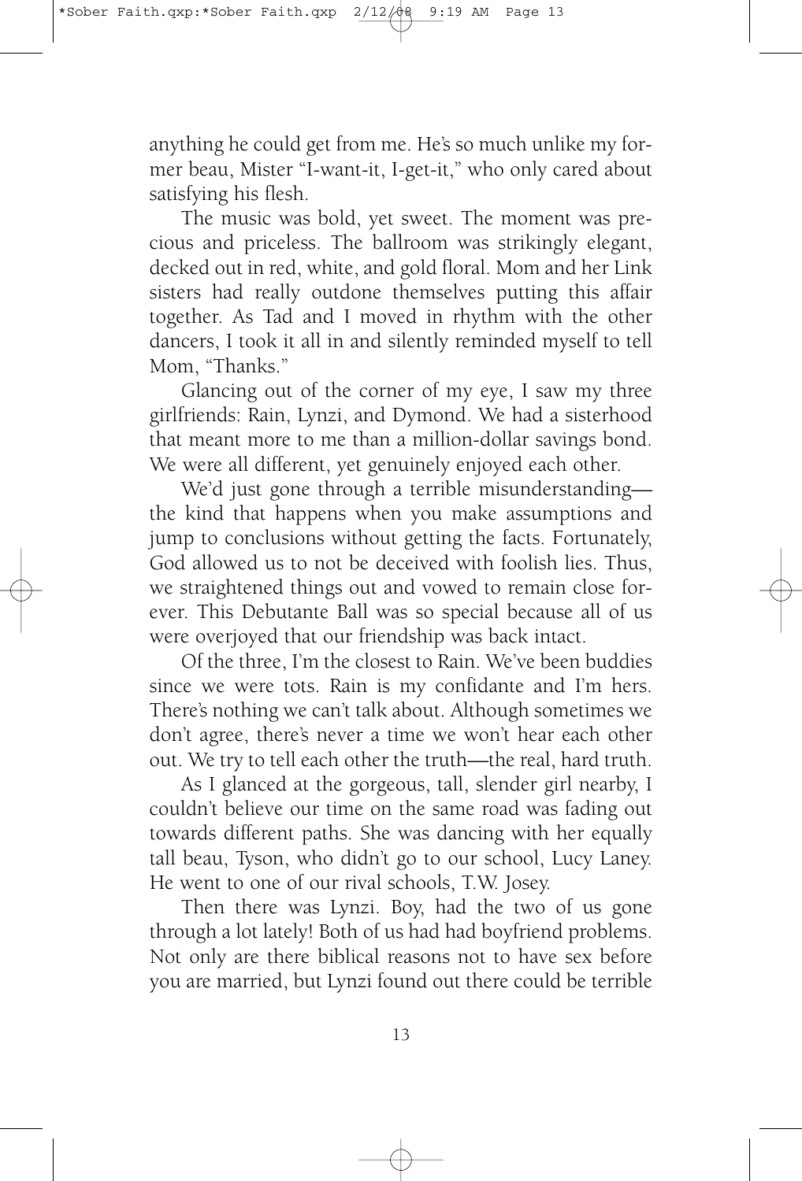anything he could get from me. He's so much unlike my former beau, Mister "I-want-it, I-get-it," who only cared about satisfying his flesh.

The music was bold, yet sweet. The moment was precious and priceless. The ballroom was strikingly elegant, decked out in red, white, and gold floral. Mom and her Link sisters had really outdone themselves putting this affair together. As Tad and I moved in rhythm with the other dancers, I took it all in and silently reminded myself to tell Mom, "Thanks."

Glancing out of the corner of my eye, I saw my three girlfriends: Rain, Lynzi, and Dymond. We had a sisterhood that meant more to me than a million-dollar savings bond. We were all different, yet genuinely enjoyed each other.

We'd just gone through a terrible misunderstanding—the kind that happens when you make assumptions and jump to conclusions without getting the facts. Fortunately, God allowed us to not be deceived with foolish lies. Thus, we straightened things out and vowed to remain close forever. This Debutante Ball was so special because all of us were overjoyed that our friendship was back intact.

Of the three, I'm the closest to Rain. We've been buddies since we were tots. Rain is my confidante and I'm hers. There's nothing we can't talk about. Although sometimes we don't agree, there's never a time we won't hear each other out. We try to tell each other the truth—the real, hard truth.

As I glanced at the gorgeous, tall, slender girl nearby, I couldn't believe our time on the same road was fading out towards different paths. She was dancing with her equally tall beau, Tyson, who didn't go to our school, Lucy Laney. He went to one of our rival schools, T.W. Josey.

Then there was Lynzi. Boy, had the two of us gone through a lot lately! Both of us had had boyfriend problems. Not only are there biblical reasons not to have sex before you are married, but Lynzi found out there could be terrible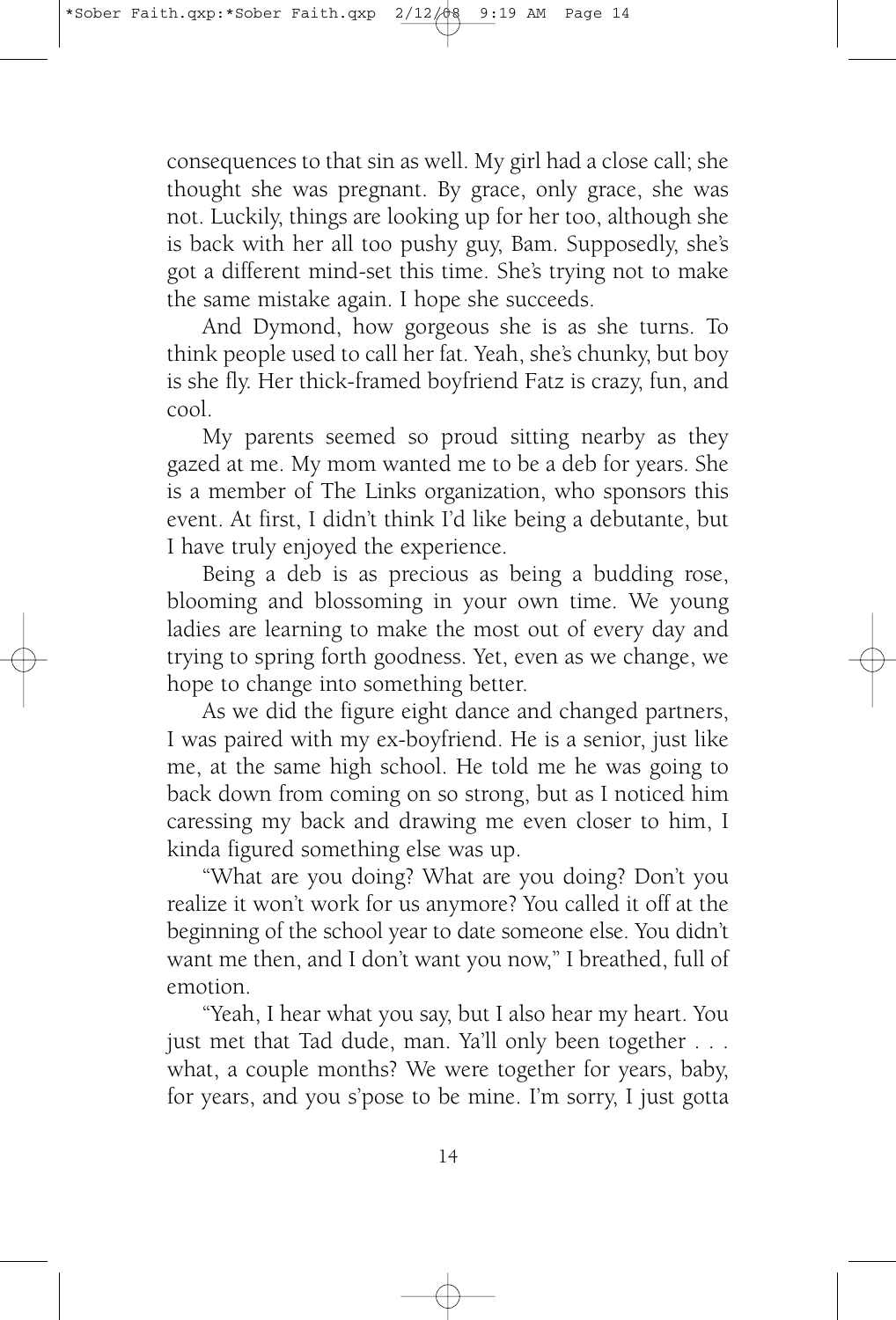consequences to that sin as well. My girl had a close call; she thought she was pregnant. By grace, only grace, she was not. Luckily, things are looking up for her too, although she is back with her all too pushy guy, Bam. Supposedly, she's got a different mind-set this time. She's trying not to make the same mistake again. I hope she succeeds.

And Dymond, how gorgeous she is as she turns. To think people used to call her fat. Yeah, she's chunky, but boy is she fly. Her thick-framed boyfriend Fatz is crazy, fun, and cool.

My parents seemed so proud sitting nearby as they gazed at me. My mom wanted me to be a deb for years. She is a member of The Links organization, who sponsors this event. At first, I didn't think I'd like being a debutante, but I have truly enjoyed the experience.

Being a deb is as precious as being a budding rose, blooming and blossoming in your own time. We young ladies are learning to make the most out of every day and trying to spring forth goodness. Yet, even as we change, we hope to change into something better.

As we did the figure eight dance and changed partners, I was paired with my ex-boyfriend. He is a senior, just like me, at the same high school. He told me he was going to back down from coming on so strong, but as I noticed him caressing my back and drawing me even closer to him, I kinda figured something else was up.

"What are you doing? What are you doing? Don't you realize it won't work for us anymore? You called it off at the beginning of the school year to date someone else. You didn't want me then, and I don't want you now," I breathed, full of emotion.

"Yeah, I hear what you say, but I also hear my heart. You just met that Tad dude, man. Ya'll only been together . . . what, a couple months? We were together for years, baby, for years, and you s'pose to be mine. I'm sorry, I just gotta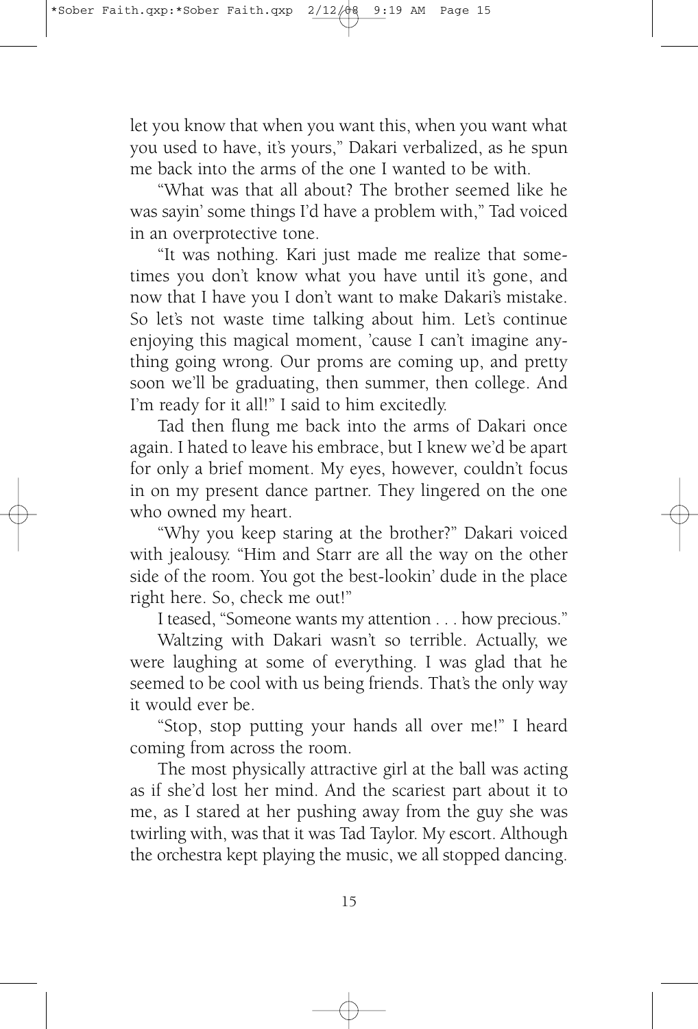let you know that when you want this, when you want what you used to have, it's yours," Dakari verbalized, as he spun me back into the arms of the one I wanted to be with.

"What was that all about? The brother seemed like he was sayin' some things I'd have a problem with," Tad voiced in an overprotective tone.

"It was nothing. Kari just made me realize that sometimes you don't know what you have until it's gone, and now that I have you I don't want to make Dakari's mistake. So let's not waste time talking about him. Let's continue enjoying this magical moment, 'cause I can't imagine anything going wrong. Our proms are coming up, and pretty soon we'll be graduating, then summer, then college. And I'm ready for it all!" I said to him excitedly.

Tad then flung me back into the arms of Dakari once again. I hated to leave his embrace, but I knew we'd be apart for only a brief moment. My eyes, however, couldn't focus in on my present dance partner. They lingered on the one who owned my heart.

"Why you keep staring at the brother?" Dakari voiced with jealousy. "Him and Starr are all the way on the other side of the room. You got the best-lookin' dude in the place right here. So, check me out!"

I teased, "Someone wants my attention . . . how precious."

Waltzing with Dakari wasn't so terrible. Actually, we were laughing at some of everything. I was glad that he seemed to be cool with us being friends. That's the only way it would ever be.

"Stop, stop putting your hands all over me!" I heard coming from across the room.

The most physically attractive girl at the ball was acting as if she'd lost her mind. And the scariest part about it to me, as I stared at her pushing away from the guy she was twirling with, was that it was Tad Taylor. My escort. Although the orchestra kept playing the music, we all stopped dancing.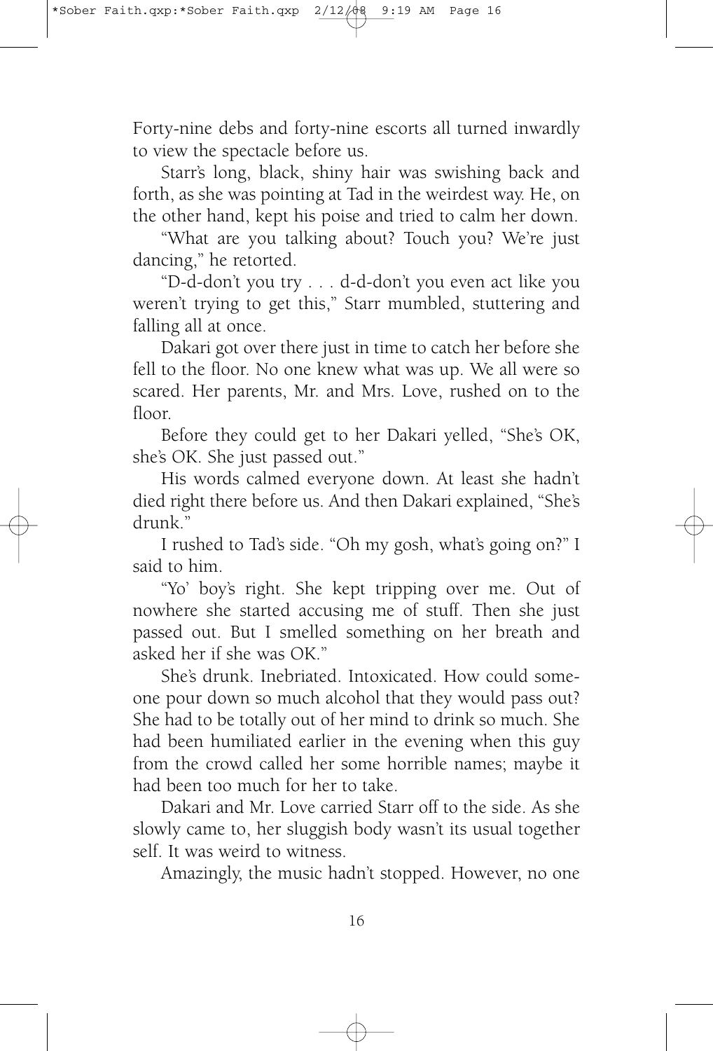Forty-nine debs and forty-nine escorts all turned inwardly to view the spectacle before us.

Starr's long, black, shiny hair was swishing back and forth, as she was pointing at Tad in the weirdest way. He, on the other hand, kept his poise and tried to calm her down.

"What are you talking about? Touch you? We're just dancing," he retorted.

"D-d-don't you try . . . d-d-don't you even act like you weren't trying to get this," Starr mumbled, stuttering and falling all at once.

Dakari got over there just in time to catch her before she fell to the floor. No one knew what was up. We all were so scared. Her parents, Mr. and Mrs. Love, rushed on to the floor.

Before they could get to her Dakari yelled, "She's OK, she's OK. She just passed out."

His words calmed everyone down. At least she hadn't died right there before us. And then Dakari explained, "She's drunk."

I rushed to Tad's side. "Oh my gosh, what's going on?" I said to him.

"Yo' boy's right. She kept tripping over me. Out of nowhere she started accusing me of stuff. Then she just passed out. But I smelled something on her breath and asked her if she was OK."

She's drunk. Inebriated. Intoxicated. How could someone pour down so much alcohol that they would pass out? She had to be totally out of her mind to drink so much. She had been humiliated earlier in the evening when this guy from the crowd called her some horrible names; maybe it had been too much for her to take.

Dakari and Mr. Love carried Starr off to the side. As she slowly came to, her sluggish body wasn't its usual together self. It was weird to witness.

Amazingly, the music hadn't stopped. However, no one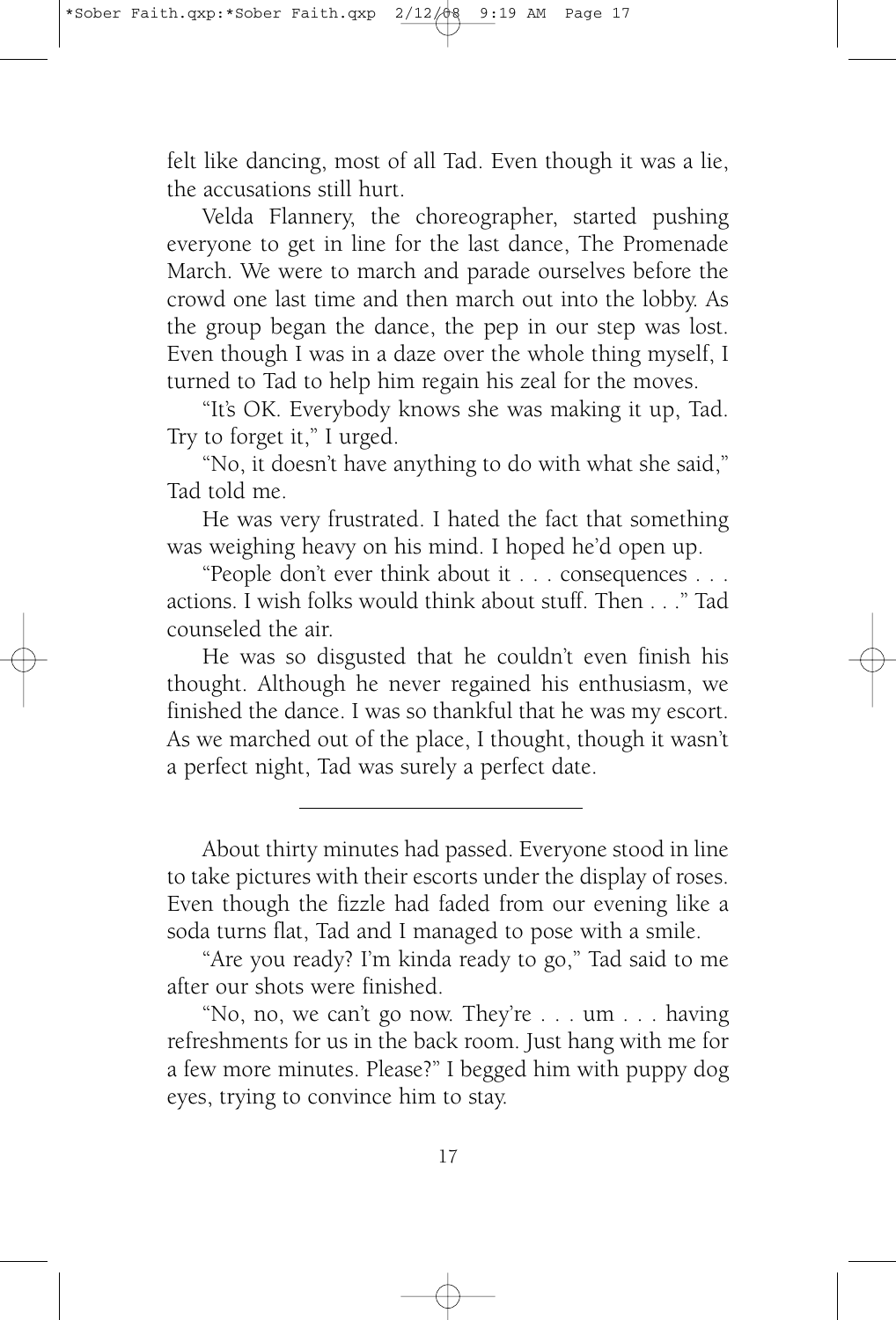felt like dancing, most of all Tad. Even though it was a lie, the accusations still hurt.

Velda Flannery, the choreographer, started pushing everyone to get in line for the last dance, The Promenade March. We were to march and parade ourselves before the crowd one last time and then march out into the lobby. As the group began the dance, the pep in our step was lost. Even though I was in a daze over the whole thing myself, I turned to Tad to help him regain his zeal for the moves.

"It's OK. Everybody knows she was making it up, Tad. Try to forget it," I urged.

"No, it doesn't have anything to do with what she said," Tad told me.

He was very frustrated. I hated the fact that something was weighing heavy on his mind. I hoped he'd open up.

"People don't ever think about it . . . consequences . . . actions. I wish folks would think about stuff. Then . . ." Tad counseled the air.

He was so disgusted that he couldn't even finish his thought. Although he never regained his enthusiasm, we finished the dance. I was so thankful that he was my escort. As we marched out of the place, I thought, though it wasn't a perfect night, Tad was surely a perfect date.

---

About thirty minutes had passed. Everyone stood in line to take pictures with their escorts under the display of roses. Even though the fizzle had faded from our evening like a soda turns flat, Tad and I managed to pose with a smile.

"Are you ready? I'm kinda ready to go," Tad said to me after our shots were finished.

"No, no, we can't go now. They're . . . um . . . having refreshments for us in the back room. Just hang with me for a few more minutes. Please?" I begged him with puppy dog eyes, trying to convince him to stay.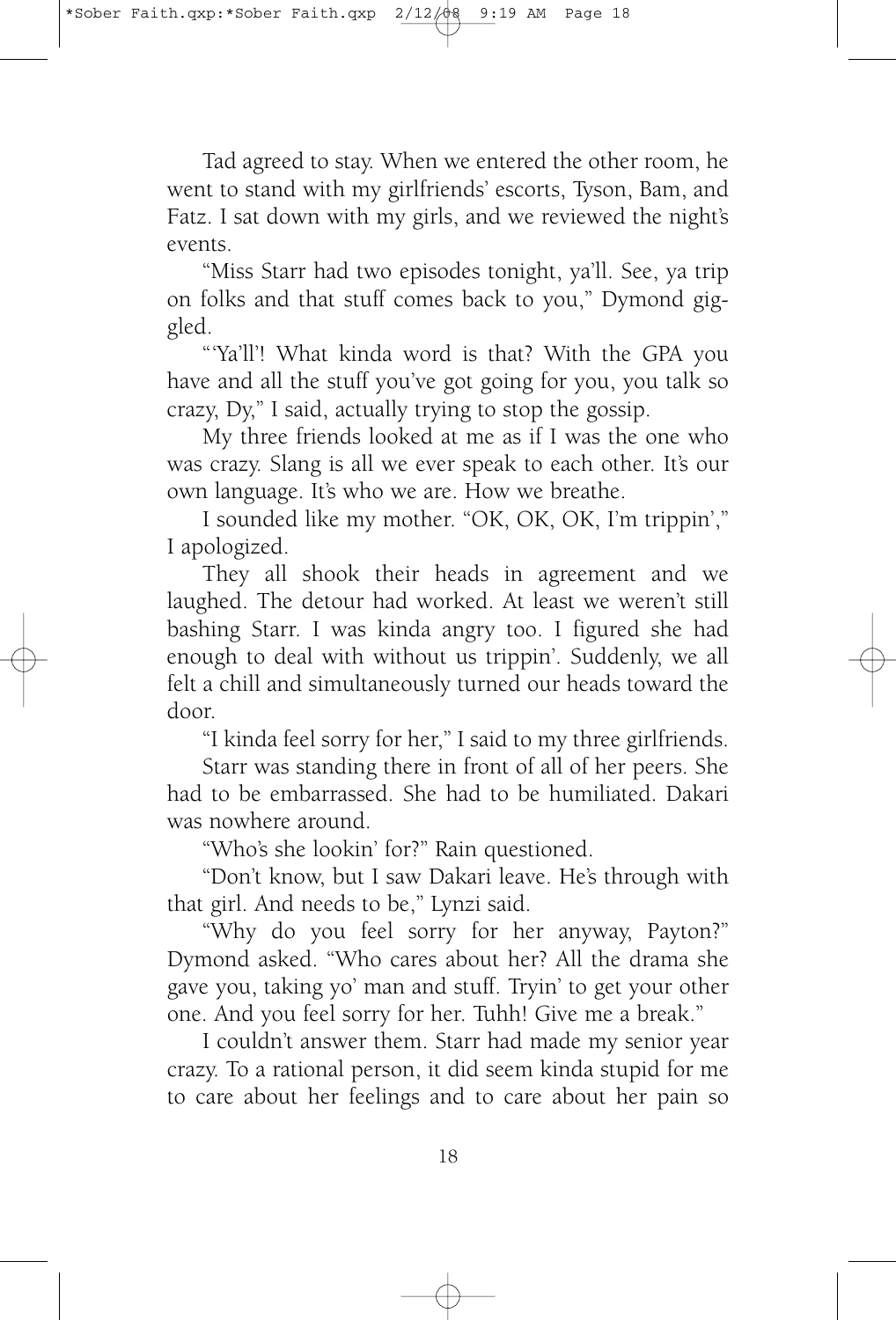Tad agreed to stay. When we entered the other room, he went to stand with my girlfriends' escorts, Tyson, Bam, and Fatz. I sat down with my girls, and we reviewed the night's events.

"Miss Starr had two episodes tonight, ya'll. See, ya trip on folks and that stuff comes back to you," Dymond giggled.

"'Ya'll'! What kinda word is that? With the GPA you have and all the stuff you've got going for you, you talk so crazy, Dy," I said, actually trying to stop the gossip.

My three friends looked at me as if I was the one who was crazy. Slang is all we ever speak to each other. It's our own language. It's who we are. How we breathe.

I sounded like my mother. "OK, OK, OK, I'm trippin'," I apologized.

They all shook their heads in agreement and we laughed. The detour had worked. At least we weren't still bashing Starr. I was kinda angry too. I figured she had enough to deal with without us trippin'. Suddenly, we all felt a chill and simultaneously turned our heads toward the door.

"I kinda feel sorry for her," I said to my three girlfriends.

Starr was standing there in front of all of her peers. She had to be embarrassed. She had to be humiliated. Dakari was nowhere around.

"Who's she lookin' for?" Rain questioned.

"Don't know, but I saw Dakari leave. He's through with that girl. And needs to be," Lynzi said.

"Why do you feel sorry for her anyway, Payton?" Dymond asked. "Who cares about her? All the drama she gave you, taking yo' man and stuff. Tryin' to get your other one. And you feel sorry for her. Tuhh! Give me a break."

I couldn't answer them. Starr had made my senior year crazy. To a rational person, it did seem kinda stupid for me to care about her feelings and to care about her pain so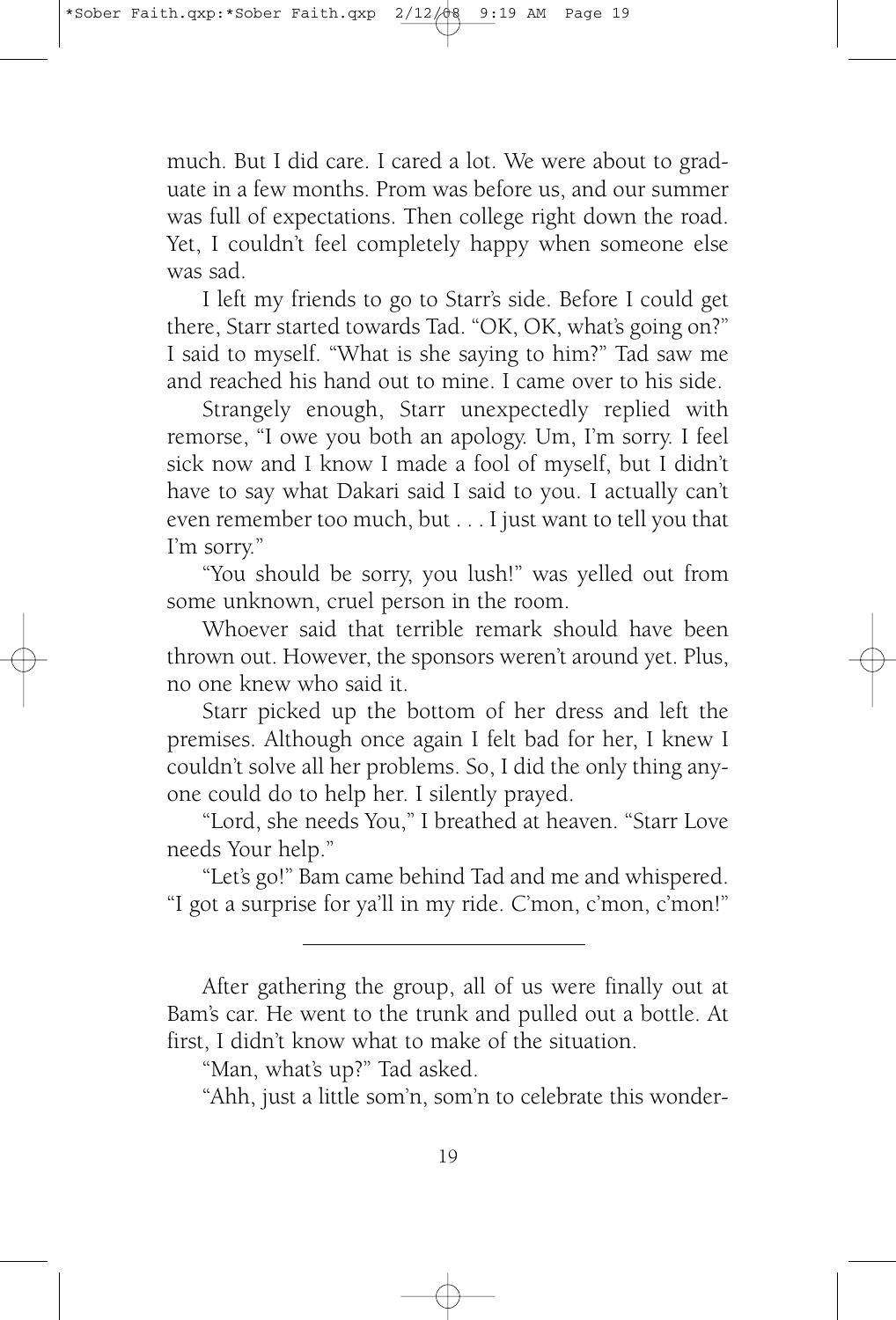much. But I did care. I cared a lot. We were about to graduate in a few months. Prom was before us, and our summer was full of expectations. Then college right down the road. Yet, I couldn't feel completely happy when someone else was sad.

I left my friends to go to Starr's side. Before I could get there, Starr started towards Tad. "OK, OK, what's going on?" I said to myself. "What is she saying to him?" Tad saw me and reached his hand out to mine. I came over to his side.

Strangely enough, Starr unexpectedly replied with remorse, "I owe you both an apology. Um, I'm sorry. I feel sick now and I know I made a fool of myself, but I didn't have to say what Dakari said I said to you. I actually can't even remember too much, but . . . I just want to tell you that I'm sorry."

"You should be sorry, you lush!" was yelled out from some unknown, cruel person in the room.

Whoever said that terrible remark should have been thrown out. However, the sponsors weren't around yet. Plus, no one knew who said it.

Starr picked up the bottom of her dress and left the premises. Although once again I felt bad for her, I knew I couldn't solve all her problems. So, I did the only thing anyone could do to help her. I silently prayed.

"Lord, she needs You," I breathed at heaven. "Starr Love needs Your help."

"Let's go!" Bam came behind Tad and me and whispered. "I got a surprise for ya'll in my ride. C'mon, c'mon, c'mon!"

---

After gathering the group, all of us were finally out at Bam's car. He went to the trunk and pulled out a bottle. At first, I didn't know what to make of the situation.

"Man, what's up?" Tad asked.

"Ahh, just a little som'n, som'n to celebrate this wonder-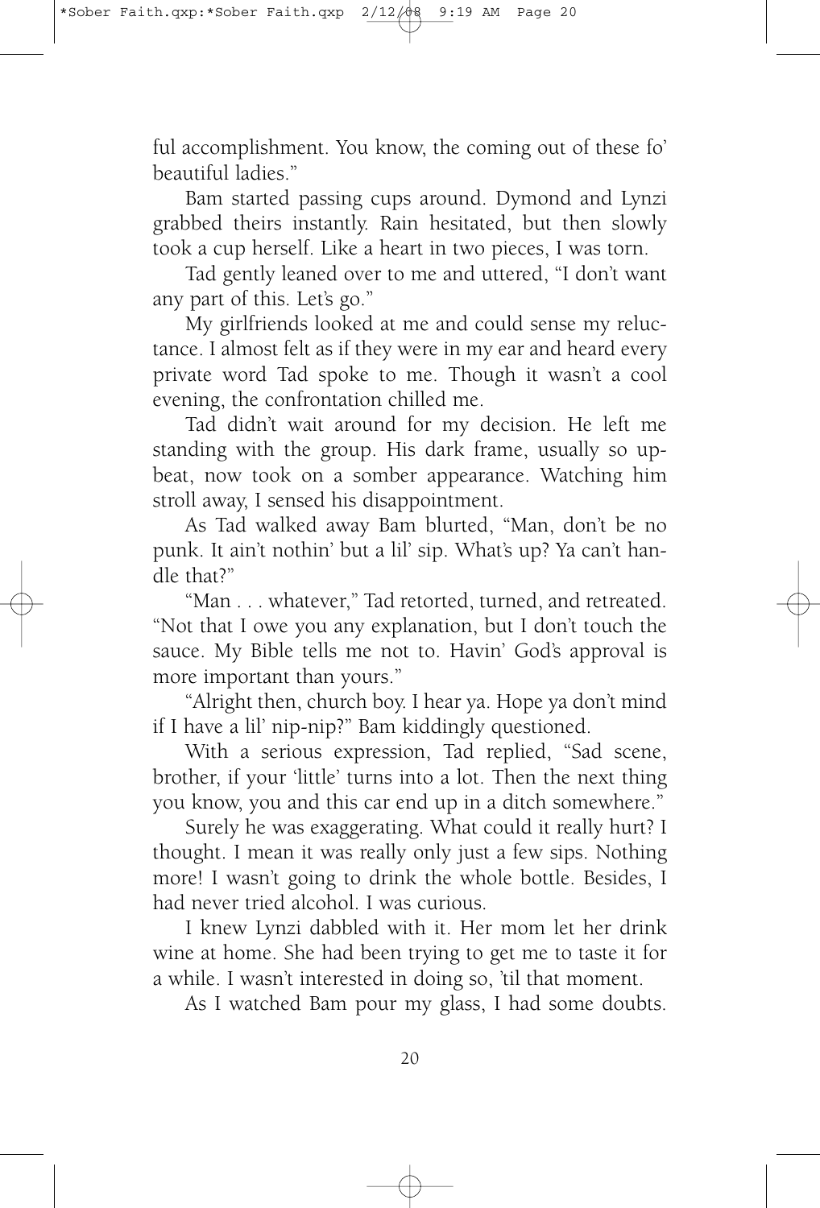ful accomplishment. You know, the coming out of these fo' beautiful ladies."

Bam started passing cups around. Dymond and Lynzi grabbed theirs instantly. Rain hesitated, but then slowly took a cup herself. Like a heart in two pieces, I was torn.

Tad gently leaned over to me and uttered, "I don't want any part of this. Let's go."

My girlfriends looked at me and could sense my reluctance. I almost felt as if they were in my ear and heard every private word Tad spoke to me. Though it wasn't a cool evening, the confrontation chilled me.

Tad didn't wait around for my decision. He left me standing with the group. His dark frame, usually so upbeat, now took on a somber appearance. Watching him stroll away, I sensed his disappointment.

As Tad walked away Bam blurted, "Man, don't be no punk. It ain't nothin' but a lil' sip. What's up? Ya can't handle that?"

"Man . . . whatever," Tad retorted, turned, and retreated. "Not that I owe you any explanation, but I don't touch the sauce. My Bible tells me not to. Havin' God's approval is more important than yours."

"Alright then, church boy. I hear ya. Hope ya don't mind if I have a lil' nip-nip?" Bam kiddingly questioned.

With a serious expression, Tad replied, "Sad scene, brother, if your 'little' turns into a lot. Then the next thing you know, you and this car end up in a ditch somewhere."

Surely he was exaggerating. What could it really hurt? I thought. I mean it was really only just a few sips. Nothing more! I wasn't going to drink the whole bottle. Besides, I had never tried alcohol. I was curious.

I knew Lynzi dabbled with it. Her mom let her drink wine at home. She had been trying to get me to taste it for a while. I wasn't interested in doing so, 'til that moment.

As I watched Bam pour my glass, I had some doubts.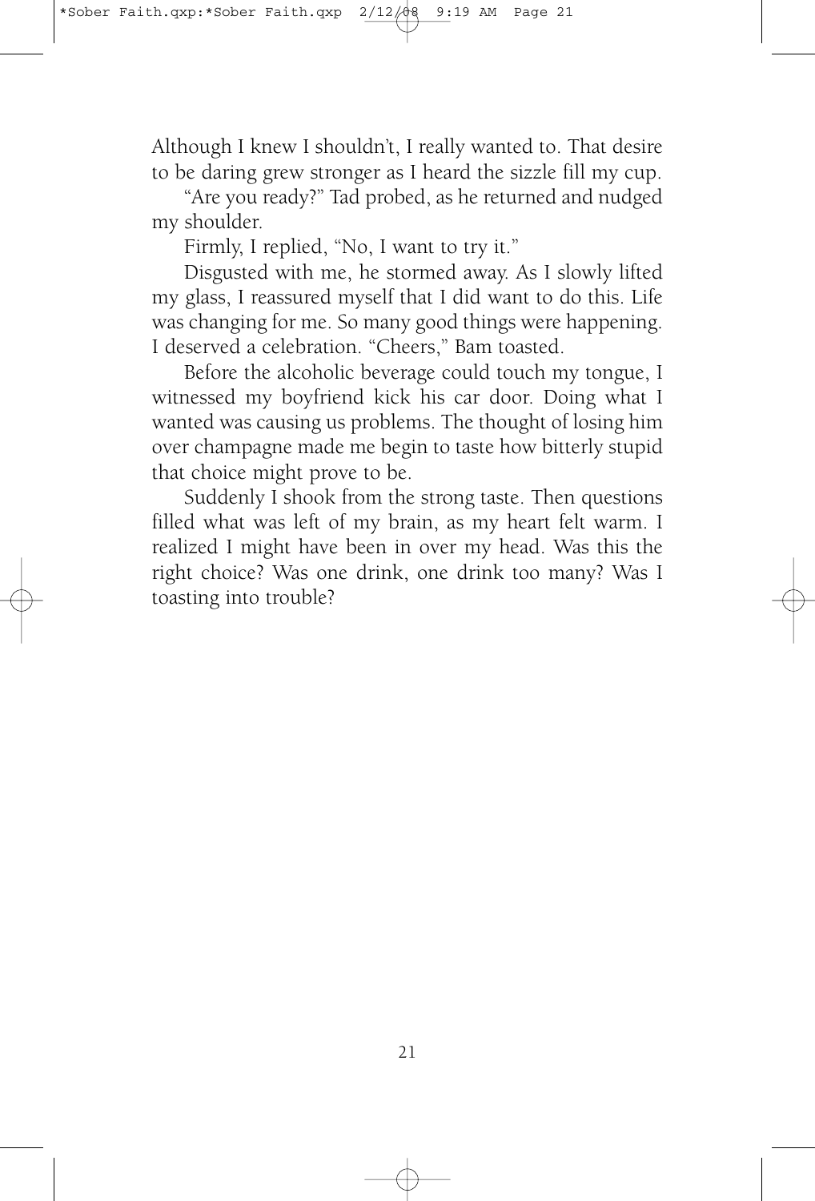Although I knew I shouldn't, I really wanted to. That desire to be daring grew stronger as I heard the sizzle fill my cup.

"Are you ready?" Tad probed, as he returned and nudged my shoulder.

Firmly, I replied, "No, I want to try it."

Disgusted with me, he stormed away. As I slowly lifted my glass, I reassured myself that I did want to do this. Life was changing for me. So many good things were happening. I deserved a celebration. "Cheers," Bam toasted.

Before the alcoholic beverage could touch my tongue, I witnessed my boyfriend kick his car door. Doing what I wanted was causing us problems. The thought of losing him over champagne made me begin to taste how bitterly stupid that choice might prove to be.

Suddenly I shook from the strong taste. Then questions filled what was left of my brain, as my heart felt warm. I realized I might have been in over my head. Was this the right choice? Was one drink, one drink too many? Was I toasting into trouble?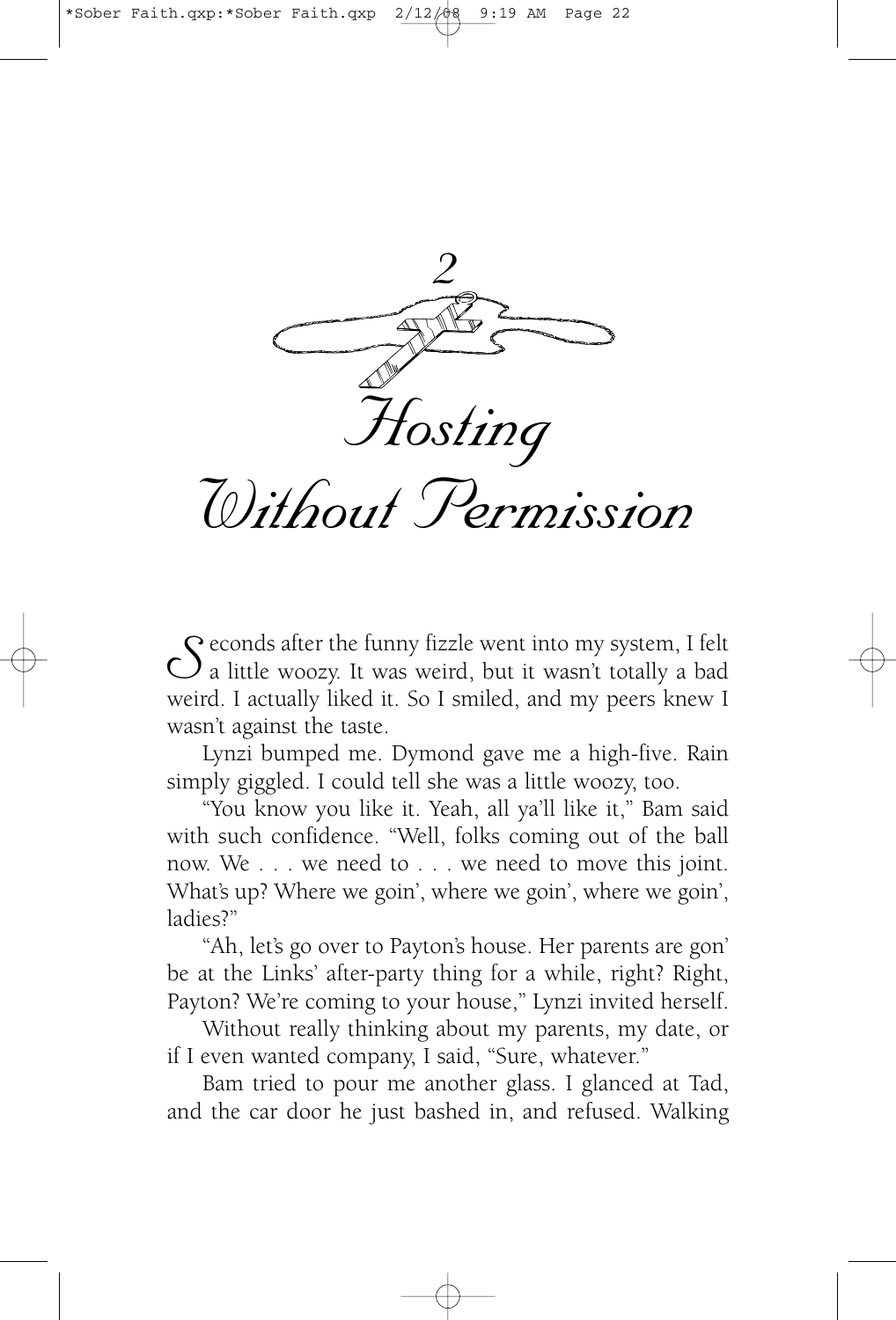# 2

# Hosting Without Permission

Seconds after the funny fizzle went into my system, I felt a little woozy. It was weird, but it wasn't totally a bad weird. I actually liked it. So I smiled, and my peers knew I wasn't against the taste.

Lynzi bumped me. Dymond gave me a high-five. Rain simply giggled. I could tell she was a little woozy, too.

"You know you like it. Yeah, all ya'll like it," Bam said with such confidence. "Well, folks coming out of the ball now. We . . . we need to . . . we need to move this joint. What's up? Where we goin', where we goin', where we goin', ladies?"

"Ah, let's go over to Payton's house. Her parents are gon' be at the Links' after-party thing for a while, right? Right, Payton? We're coming to your house," Lynzi invited herself.

Without really thinking about my parents, my date, or if I even wanted company, I said, "Sure, whatever."

Bam tried to pour me another glass. I glanced at Tad, and the car door he just bashed in, and refused. Walking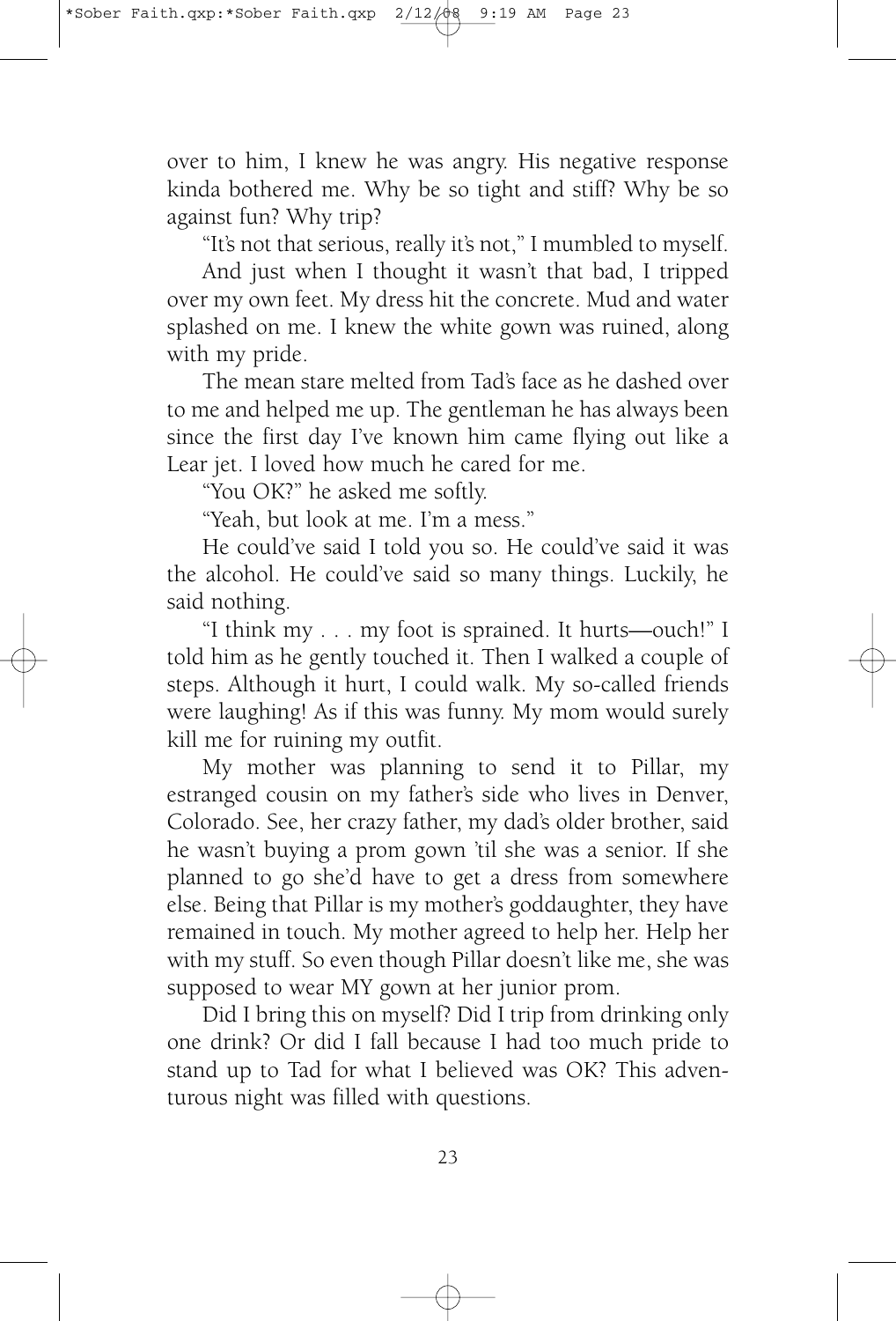over to him, I knew he was angry. His negative response kinda bothered me. Why be so tight and stiff? Why be so against fun? Why trip?

"It's not that serious, really it's not," I mumbled to myself.

And just when I thought it wasn't that bad, I tripped over my own feet. My dress hit the concrete. Mud and water splashed on me. I knew the white gown was ruined, along with my pride.

The mean stare melted from Tad's face as he dashed over to me and helped me up. The gentleman he has always been since the first day I've known him came flying out like a Lear jet. I loved how much he cared for me.

"You OK?" he asked me softly.

"Yeah, but look at me. I'm a mess."

He could've said I told you so. He could've said it was the alcohol. He could've said so many things. Luckily, he said nothing.

"I think my . . . my foot is sprained. It hurts—ouch!" I told him as he gently touched it. Then I walked a couple of steps. Although it hurt, I could walk. My so-called friends were laughing! As if this was funny. My mom would surely kill me for ruining my outfit.

My mother was planning to send it to Pillar, my estranged cousin on my father's side who lives in Denver, Colorado. See, her crazy father, my dad's older brother, said he wasn't buying a prom gown 'til she was a senior. If she planned to go she'd have to get a dress from somewhere else. Being that Pillar is my mother's goddaughter, they have remained in touch. My mother agreed to help her. Help her with my stuff. So even though Pillar doesn't like me, she was supposed to wear MY gown at her junior prom.

Did I bring this on myself? Did I trip from drinking only one drink? Or did I fall because I had too much pride to stand up to Tad for what I believed was OK? This adventurous night was filled with questions.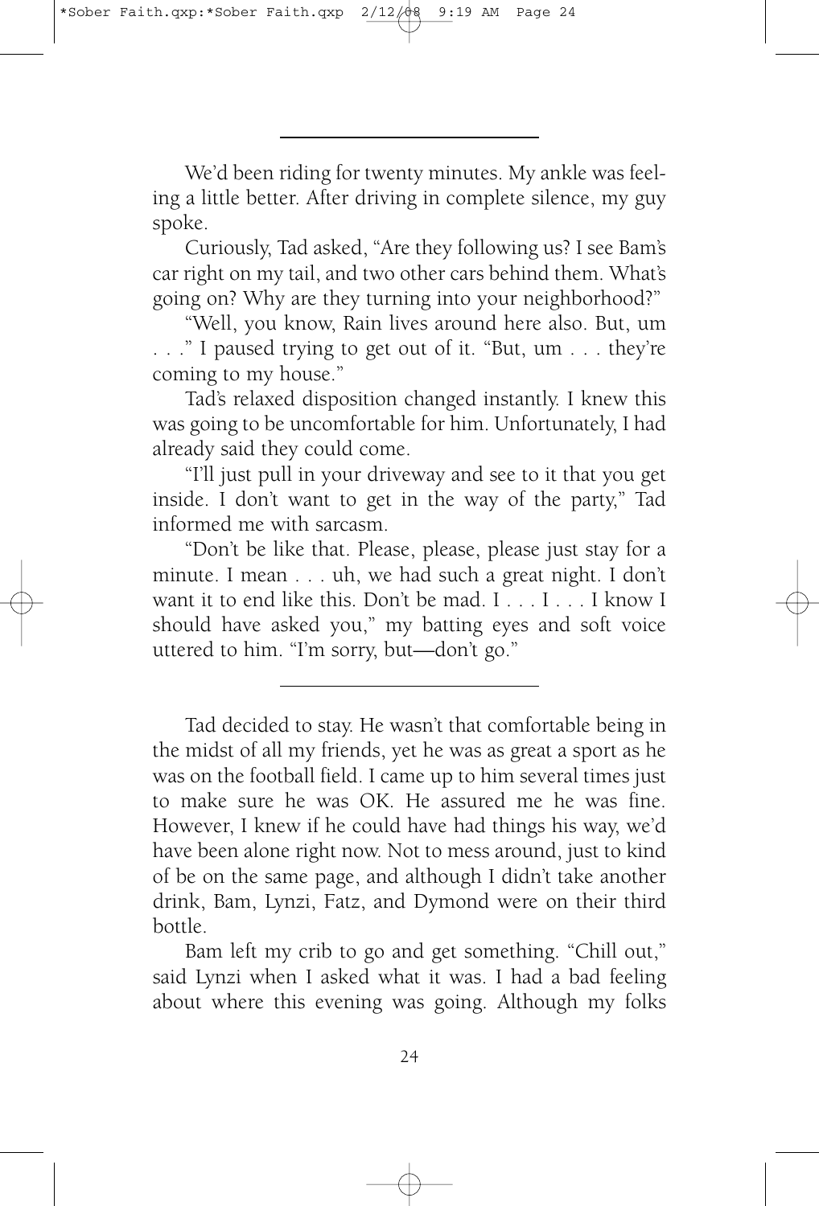---

We'd been riding for twenty minutes. My ankle was feeling a little better. After driving in complete silence, my guy spoke.

Curiously, Tad asked, "Are they following us? I see Bam's car right on my tail, and two other cars behind them. What's going on? Why are they turning into your neighborhood?"

"Well, you know, Rain lives around here also. But, um . . ." I paused trying to get out of it. "But, um . . . they're coming to my house."

Tad's relaxed disposition changed instantly. I knew this was going to be uncomfortable for him. Unfortunately, I had already said they could come.

"I'll just pull in your driveway and see to it that you get inside. I don't want to get in the way of the party," Tad informed me with sarcasm.

"Don't be like that. Please, please, please just stay for a minute. I mean . . . uh, we had such a great night. I don't want it to end like this. Don't be mad. I . . . I . . . I know I should have asked you," my batting eyes and soft voice uttered to him. "I'm sorry, but—don't go."

---

Tad decided to stay. He wasn't that comfortable being in the midst of all my friends, yet he was as great a sport as he was on the football field. I came up to him several times just to make sure he was OK. He assured me he was fine. However, I knew if he could have had things his way, we'd have been alone right now. Not to mess around, just to kind of be on the same page, and although I didn't take another drink, Bam, Lynzi, Fatz, and Dymond were on their third bottle.

Bam left my crib to go and get something. "Chill out," said Lynzi when I asked what it was. I had a bad feeling about where this evening was going. Although my folks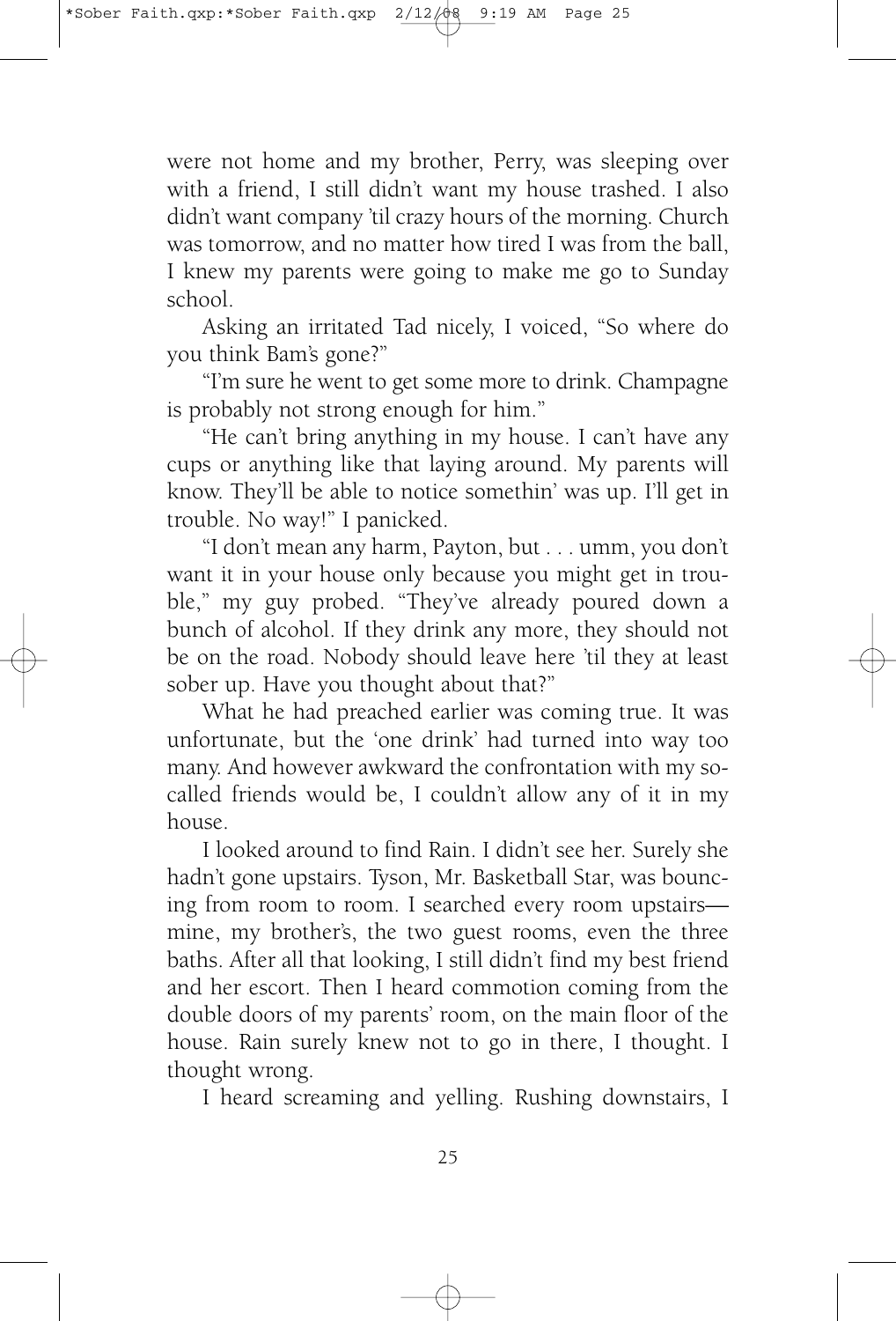were not home and my brother, Perry, was sleeping over with a friend, I still didn't want my house trashed. I also didn't want company 'til crazy hours of the morning. Church was tomorrow, and no matter how tired I was from the ball, I knew my parents were going to make me go to Sunday school.

Asking an irritated Tad nicely, I voiced, "So where do you think Bam's gone?"

"I'm sure he went to get some more to drink. Champagne is probably not strong enough for him."

"He can't bring anything in my house. I can't have any cups or anything like that laying around. My parents will know. They'll be able to notice somethin' was up. I'll get in trouble. No way!" I panicked.

"I don't mean any harm, Payton, but . . . umm, you don't want it in your house only because you might get in trouble," my guy probed. "They've already poured down a bunch of alcohol. If they drink any more, they should not be on the road. Nobody should leave here 'til they at least sober up. Have you thought about that?"

What he had preached earlier was coming true. It was unfortunate, but the 'one drink' had turned into way too many. And however awkward the confrontation with my so-called friends would be, I couldn't allow any of it in my house.

I looked around to find Rain. I didn't see her. Surely she hadn't gone upstairs. Tyson, Mr. Basketball Star, was bouncing from room to room. I searched every room upstairs—mine, my brother's, the two guest rooms, even the three baths. After all that looking, I still didn't find my best friend and her escort. Then I heard commotion coming from the double doors of my parents' room, on the main floor of the house. Rain surely knew not to go in there, I thought. I thought wrong.

I heard screaming and yelling. Rushing downstairs, I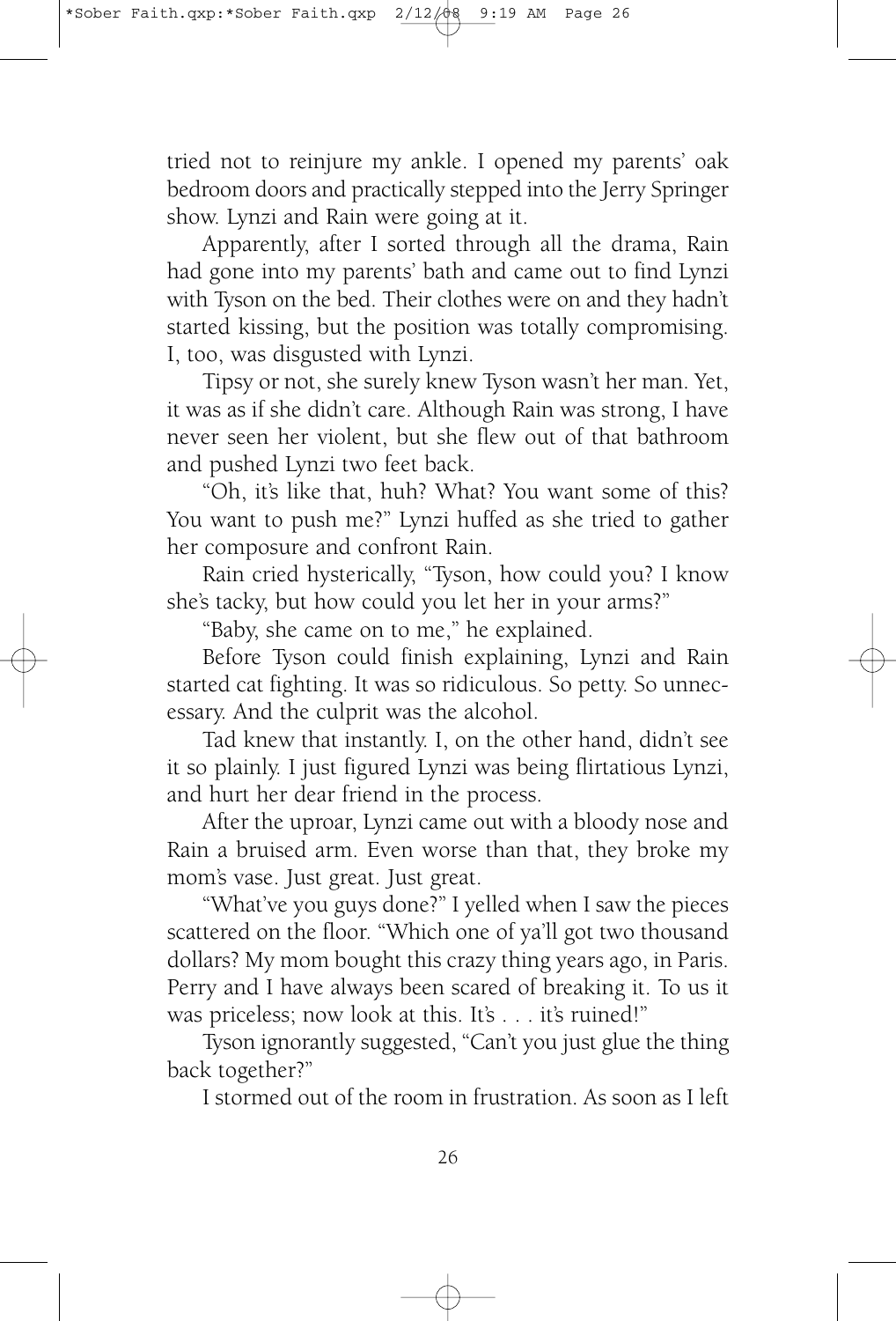tried not to reinjure my ankle. I opened my parents' oak bedroom doors and practically stepped into the Jerry Springer show. Lynzi and Rain were going at it.

Apparently, after I sorted through all the drama, Rain had gone into my parents' bath and came out to find Lynzi with Tyson on the bed. Their clothes were on and they hadn't started kissing, but the position was totally compromising. I, too, was disgusted with Lynzi.

Tipsy or not, she surely knew Tyson wasn't her man. Yet, it was as if she didn't care. Although Rain was strong, I have never seen her violent, but she flew out of that bathroom and pushed Lynzi two feet back.

"Oh, it's like that, huh? What? You want some of this? You want to push me?" Lynzi huffed as she tried to gather her composure and confront Rain.

Rain cried hysterically, "Tyson, how could you? I know she's tacky, but how could you let her in your arms?"

"Baby, she came on to me," he explained.

Before Tyson could finish explaining, Lynzi and Rain started cat fighting. It was so ridiculous. So petty. So unnecessary. And the culprit was the alcohol.

Tad knew that instantly. I, on the other hand, didn't see it so plainly. I just figured Lynzi was being flirtatious Lynzi, and hurt her dear friend in the process.

After the uproar, Lynzi came out with a bloody nose and Rain a bruised arm. Even worse than that, they broke my mom's vase. Just great. Just great.

"What've you guys done?" I yelled when I saw the pieces scattered on the floor. "Which one of ya'll got two thousand dollars? My mom bought this crazy thing years ago, in Paris. Perry and I have always been scared of breaking it. To us it was priceless; now look at this. It's . . . it's ruined!"

Tyson ignorantly suggested, "Can't you just glue the thing back together?"

I stormed out of the room in frustration. As soon as I left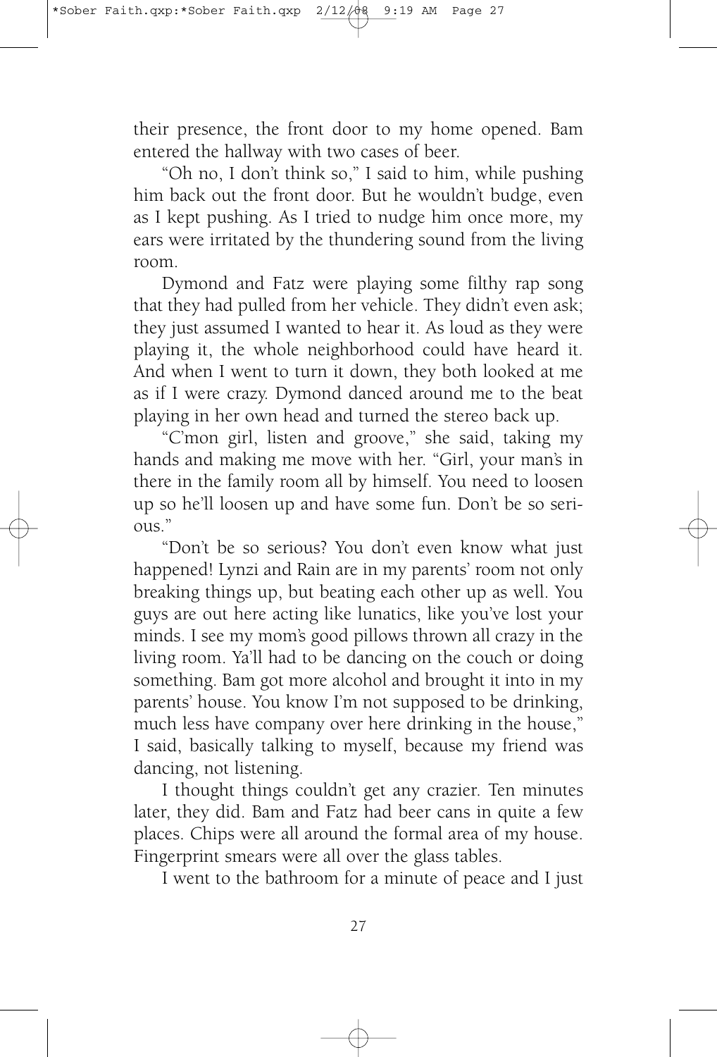their presence, the front door to my home opened. Bam entered the hallway with two cases of beer.

"Oh no, I don't think so," I said to him, while pushing him back out the front door. But he wouldn't budge, even as I kept pushing. As I tried to nudge him once more, my ears were irritated by the thundering sound from the living room.

Dymond and Fatz were playing some filthy rap song that they had pulled from her vehicle. They didn't even ask; they just assumed I wanted to hear it. As loud as they were playing it, the whole neighborhood could have heard it. And when I went to turn it down, they both looked at me as if I were crazy. Dymond danced around me to the beat playing in her own head and turned the stereo back up.

"C'mon girl, listen and groove," she said, taking my hands and making me move with her. "Girl, your man's in there in the family room all by himself. You need to loosen up so he'll loosen up and have some fun. Don't be so serious."

"Don't be so serious? You don't even know what just happened! Lynzi and Rain are in my parents' room not only breaking things up, but beating each other up as well. You guys are out here acting like lunatics, like you've lost your minds. I see my mom's good pillows thrown all crazy in the living room. Ya'll had to be dancing on the couch or doing something. Bam got more alcohol and brought it into in my parents' house. You know I'm not supposed to be drinking, much less have company over here drinking in the house," I said, basically talking to myself, because my friend was dancing, not listening.

I thought things couldn't get any crazier. Ten minutes later, they did. Bam and Fatz had beer cans in quite a few places. Chips were all around the formal area of my house. Fingerprint smears were all over the glass tables.

I went to the bathroom for a minute of peace and I just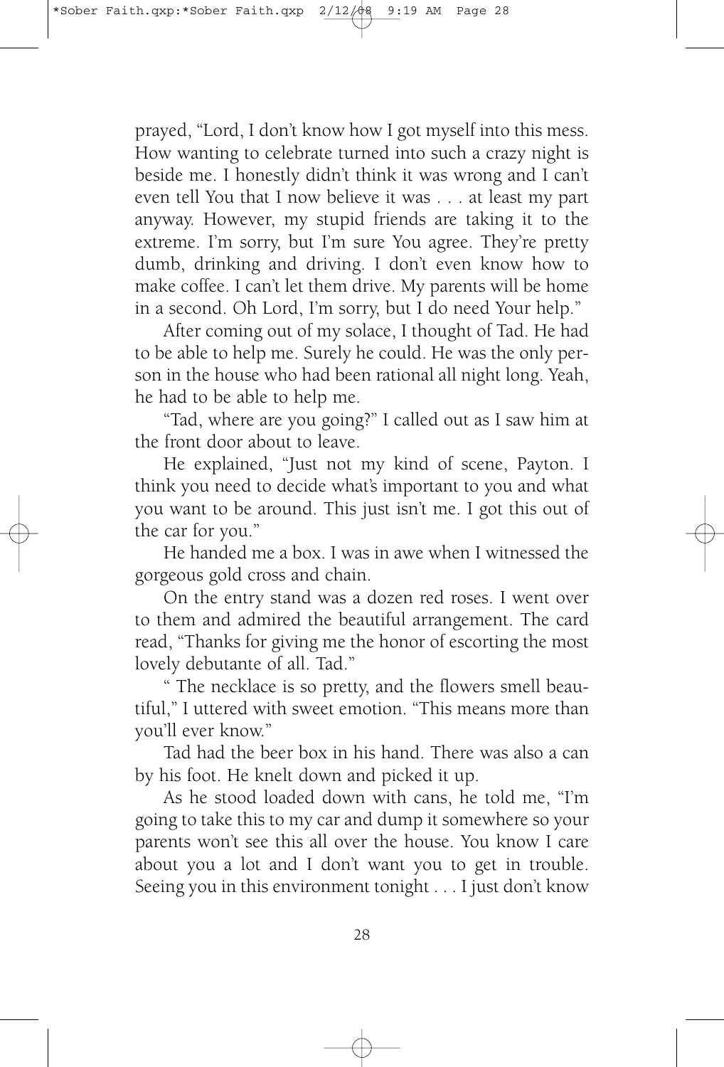prayed, "Lord, I don't know how I got myself into this mess. How wanting to celebrate turned into such a crazy night is beside me. I honestly didn't think it was wrong and I can't even tell You that I now believe it was . . . at least my part anyway. However, my stupid friends are taking it to the extreme. I'm sorry, but I'm sure You agree. They're pretty dumb, drinking and driving. I don't even know how to make coffee. I can't let them drive. My parents will be home in a second. Oh Lord, I'm sorry, but I do need Your help."

After coming out of my solace, I thought of Tad. He had to be able to help me. Surely he could. He was the only person in the house who had been rational all night long. Yeah, he had to be able to help me.

"Tad, where are you going?" I called out as I saw him at the front door about to leave.

He explained, "Just not my kind of scene, Payton. I think you need to decide what's important to you and what you want to be around. This just isn't me. I got this out of the car for you."

He handed me a box. I was in awe when I witnessed the gorgeous gold cross and chain.

On the entry stand was a dozen red roses. I went over to them and admired the beautiful arrangement. The card read, "Thanks for giving me the honor of escorting the most lovely debutante of all. Tad."

" The necklace is so pretty, and the flowers smell beautiful," I uttered with sweet emotion. "This means more than you'll ever know."

Tad had the beer box in his hand. There was also a can by his foot. He knelt down and picked it up.

As he stood loaded down with cans, he told me, "I'm going to take this to my car and dump it somewhere so your parents won't see this all over the house. You know I care about you a lot and I don't want you to get in trouble. Seeing you in this environment tonight . . . I just don't know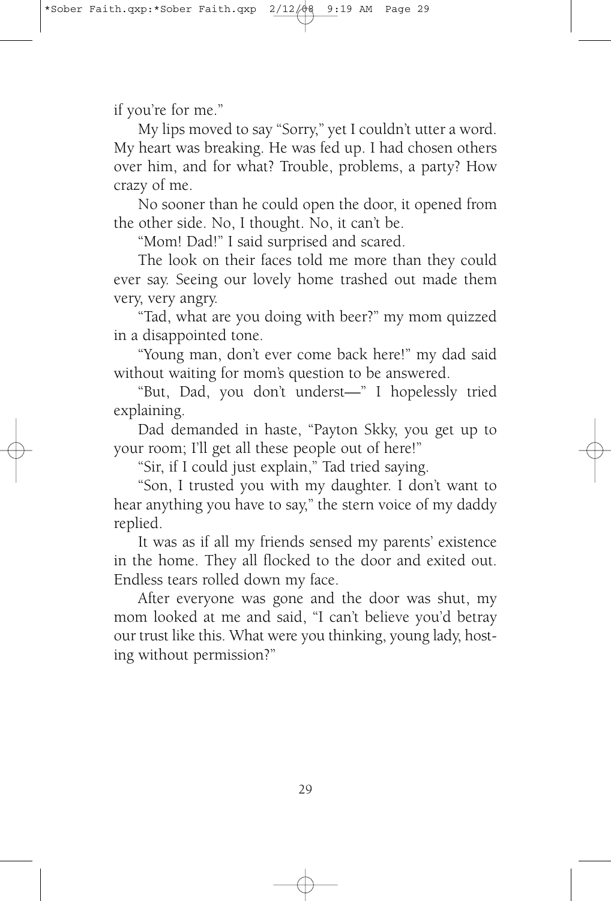if you're for me."

My lips moved to say "Sorry," yet I couldn't utter a word. My heart was breaking. He was fed up. I had chosen others over him, and for what? Trouble, problems, a party? How crazy of me.

No sooner than he could open the door, it opened from the other side. No, I thought. No, it can't be.

"Mom! Dad!" I said surprised and scared.

The look on their faces told me more than they could ever say. Seeing our lovely home trashed out made them very, very angry.

"Tad, what are you doing with beer?" my mom quizzed in a disappointed tone.

"Young man, don't ever come back here!" my dad said without waiting for mom's question to be answered.

"But, Dad, you don't underst—" I hopelessly tried explaining.

Dad demanded in haste, "Payton Skky, you get up to your room; I'll get all these people out of here!"

"Sir, if I could just explain," Tad tried saying.

"Son, I trusted you with my daughter. I don't want to hear anything you have to say," the stern voice of my daddy replied.

It was as if all my friends sensed my parents' existence in the home. They all flocked to the door and exited out. Endless tears rolled down my face.

After everyone was gone and the door was shut, my mom looked at me and said, "I can't believe you'd betray our trust like this. What were you thinking, young lady, hosting without permission?"